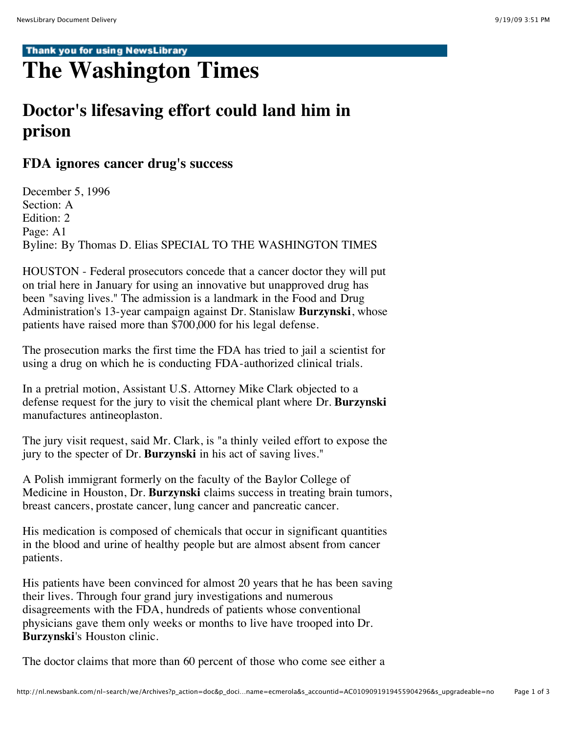# The Washington Times

## Doctor's lifesaving effort could land him in prison

### FDA ignores cancer drug's success

December 5, 1996
Section: A
Edition: 2
Page: A1
Byline: By Thomas D. Elias SPECIAL TO THE WASHINGTON TIMES

HOUSTON - Federal prosecutors concede that a cancer doctor they will put on trial here in January for using an innovative but unapproved drug has been "saving lives." The admission is a landmark in the Food and Drug Administration's 13-year campaign against Dr. Stanislaw **Burzynski**, whose patients have raised more than $700,000 for his legal defense.

The prosecution marks the first time the FDA has tried to jail a scientist for using a drug on which he is conducting FDA-authorized clinical trials.

In a pretrial motion, Assistant U.S. Attorney Mike Clark objected to a defense request for the jury to visit the chemical plant where Dr. **Burzynski** manufactures antineoplaston.

The jury visit request, said Mr. Clark, is "a thinly veiled effort to expose the jury to the specter of Dr. **Burzynski** in his act of saving lives."

A Polish immigrant formerly on the faculty of the Baylor College of Medicine in Houston, Dr. **Burzynski** claims success in treating brain tumors, breast cancers, prostate cancer, lung cancer and pancreatic cancer.

His medication is composed of chemicals that occur in significant quantities in the blood and urine of healthy people but are almost absent from cancer patients.

His patients have been convinced for almost 20 years that he has been saving their lives. Through four grand jury investigations and numerous disagreements with the FDA, hundreds of patients whose conventional physicians gave them only weeks or months to live have trooped into Dr. **Burzynski**'s Houston clinic.

The doctor claims that more than 60 percent of those who come see either a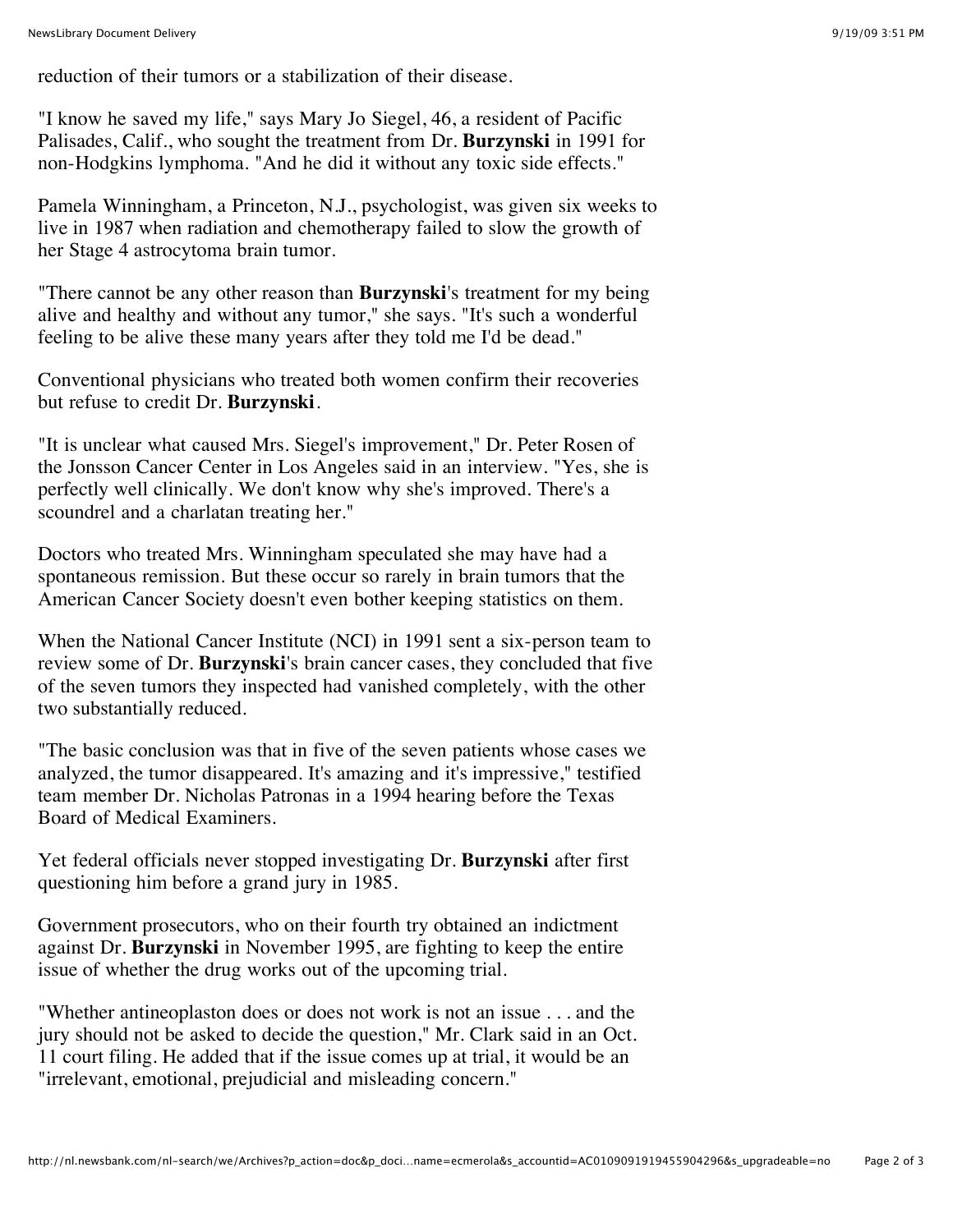reduction of their tumors or a stabilization of their disease.

"I know he saved my life," says Mary Jo Siegel, 46, a resident of Pacific Palisades, Calif., who sought the treatment from Dr. **Burzynski** in 1991 for non-Hodgkins lymphoma. "And he did it without any toxic side effects."

Pamela Winningham, a Princeton, N.J., psychologist, was given six weeks to live in 1987 when radiation and chemotherapy failed to slow the growth of her Stage 4 astrocytoma brain tumor.

"There cannot be any other reason than **Burzynski**'s treatment for my being alive and healthy and without any tumor," she says. "It's such a wonderful feeling to be alive these many years after they told me I'd be dead."

Conventional physicians who treated both women confirm their recoveries but refuse to credit Dr. **Burzynski**.

"It is unclear what caused Mrs. Siegel's improvement," Dr. Peter Rosen of the Jonsson Cancer Center in Los Angeles said in an interview. "Yes, she is perfectly well clinically. We don't know why she's improved. There's a scoundrel and a charlatan treating her."

Doctors who treated Mrs. Winningham speculated she may have had a spontaneous remission. But these occur so rarely in brain tumors that the American Cancer Society doesn't even bother keeping statistics on them.

When the National Cancer Institute (NCI) in 1991 sent a six-person team to review some of Dr. **Burzynski**'s brain cancer cases, they concluded that five of the seven tumors they inspected had vanished completely, with the other two substantially reduced.

"The basic conclusion was that in five of the seven patients whose cases we analyzed, the tumor disappeared. It's amazing and it's impressive," testified team member Dr. Nicholas Patronas in a 1994 hearing before the Texas Board of Medical Examiners.

Yet federal officials never stopped investigating Dr. **Burzynski** after first questioning him before a grand jury in 1985.

Government prosecutors, who on their fourth try obtained an indictment against Dr. **Burzynski** in November 1995, are fighting to keep the entire issue of whether the drug works out of the upcoming trial.

"Whether antineoplaston does or does not work is not an issue . . . and the jury should not be asked to decide the question," Mr. Clark said in an Oct. 11 court filing. He added that if the issue comes up at trial, it would be an "irrelevant, emotional, prejudicial and misleading concern."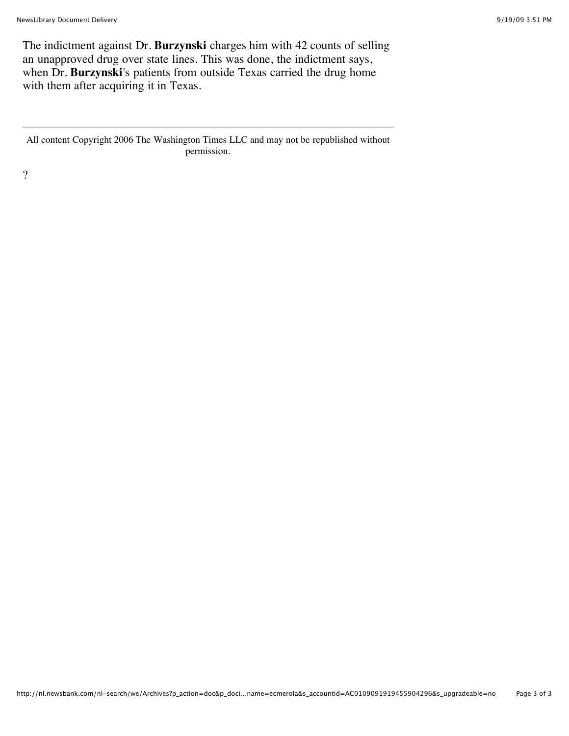The indictment against Dr. **Burzynski** charges him with 42 counts of selling an unapproved drug over state lines. This was done, the indictment says, when Dr. **Burzynski**'s patients from outside Texas carried the drug home with them after acquiring it in Texas.

---

All content Copyright 2006 The Washington Times LLC and may not be republished without permission.

?